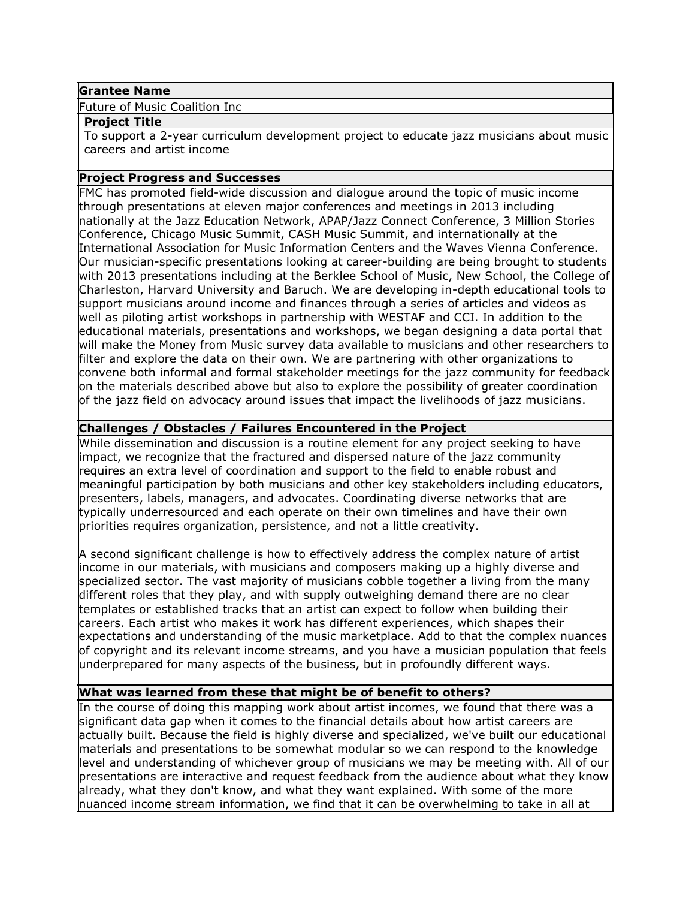**Grantee Name**

Future of Music Coalition Inc

**Project Title**

To support a 2-year curriculum development project to educate jazz musicians about music careers and artist income

**Project Progress and Successes**

FMC has promoted field-wide discussion and dialogue around the topic of music income through presentations at eleven major conferences and meetings in 2013 including nationally at the Jazz Education Network, APAP/Jazz Connect Conference, 3 Million Stories Conference, Chicago Music Summit, CASH Music Summit, and internationally at the International Association for Music Information Centers and the Waves Vienna Conference. Our musician-specific presentations looking at career-building are being brought to students with 2013 presentations including at the Berklee School of Music, New School, the College of Charleston, Harvard University and Baruch. We are developing in-depth educational tools to support musicians around income and finances through a series of articles and videos as well as piloting artist workshops in partnership with WESTAF and CCI. In addition to the educational materials, presentations and workshops, we began designing a data portal that will make the Money from Music survey data available to musicians and other researchers to filter and explore the data on their own. We are partnering with other organizations to convene both informal and formal stakeholder meetings for the jazz community for feedback on the materials described above but also to explore the possibility of greater coordination of the jazz field on advocacy around issues that impact the livelihoods of jazz musicians.

**Challenges / Obstacles / Failures Encountered in the Project**

While dissemination and discussion is a routine element for any project seeking to have impact, we recognize that the fractured and dispersed nature of the jazz community requires an extra level of coordination and support to the field to enable robust and meaningful participation by both musicians and other key stakeholders including educators, presenters, labels, managers, and advocates. Coordinating diverse networks that are typically underresourced and each operate on their own timelines and have their own priorities requires organization, persistence, and not a little creativity.

A second significant challenge is how to effectively address the complex nature of artist income in our materials, with musicians and composers making up a highly diverse and specialized sector. The vast majority of musicians cobble together a living from the many different roles that they play, and with supply outweighing demand there are no clear templates or established tracks that an artist can expect to follow when building their careers. Each artist who makes it work has different experiences, which shapes their expectations and understanding of the music marketplace. Add to that the complex nuances of copyright and its relevant income streams, and you have a musician population that feels underprepared for many aspects of the business, but in profoundly different ways.

**What was learned from these that might be of benefit to others?**

In the course of doing this mapping work about artist incomes, we found that there was a significant data gap when it comes to the financial details about how artist careers are actually built. Because the field is highly diverse and specialized, we've built our educational materials and presentations to be somewhat modular so we can respond to the knowledge level and understanding of whichever group of musicians we may be meeting with. All of our presentations are interactive and request feedback from the audience about what they know already, what they don't know, and what they want explained. With some of the more nuanced income stream information, we find that it can be overwhelming to take in all at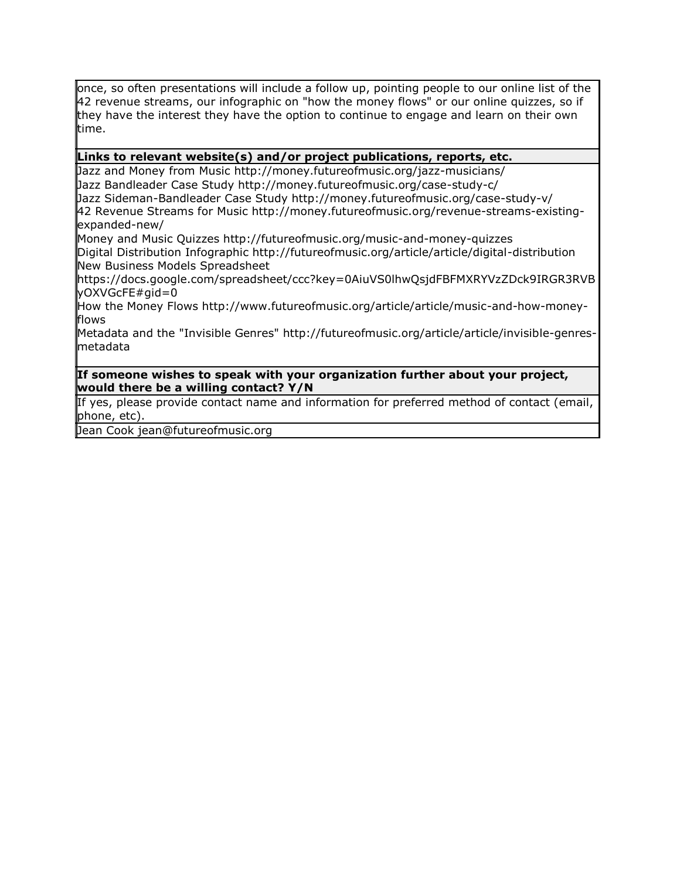once, so often presentations will include a follow up, pointing people to our online list of the 42 revenue streams, our infographic on "how the money flows" or our online quizzes, so if they have the interest they have the option to continue to engage and learn on their own time.

**Links to relevant website(s) and/or project publications, reports, etc.**

Jazz and Money from Music http://money.futureofmusic.org/jazz-musicians/
Jazz Bandleader Case Study http://money.futureofmusic.org/case-study-c/
Jazz Sideman-Bandleader Case Study http://money.futureofmusic.org/case-study-v/
42 Revenue Streams for Music http://money.futureofmusic.org/revenue-streams-existing-expanded-new/
Money and Music Quizzes http://futureofmusic.org/music-and-money-quizzes
Digital Distribution Infographic http://futureofmusic.org/article/article/digital-distribution
New Business Models Spreadsheet
https://docs.google.com/spreadsheet/ccc?key=0AiuVS0lhwQsjdFBFMXRYVzZDck9IRGR3RVByOXVGcFE#gid=0
How the Money Flows http://www.futureofmusic.org/article/article/music-and-how-money-flows
Metadata and the "Invisible Genres" http://futureofmusic.org/article/article/invisible-genres-metadata

**If someone wishes to speak with your organization further about your project, would there be a willing contact? Y/N**

If yes, please provide contact name and information for preferred method of contact (email, phone, etc).

Jean Cook jean@futureofmusic.org